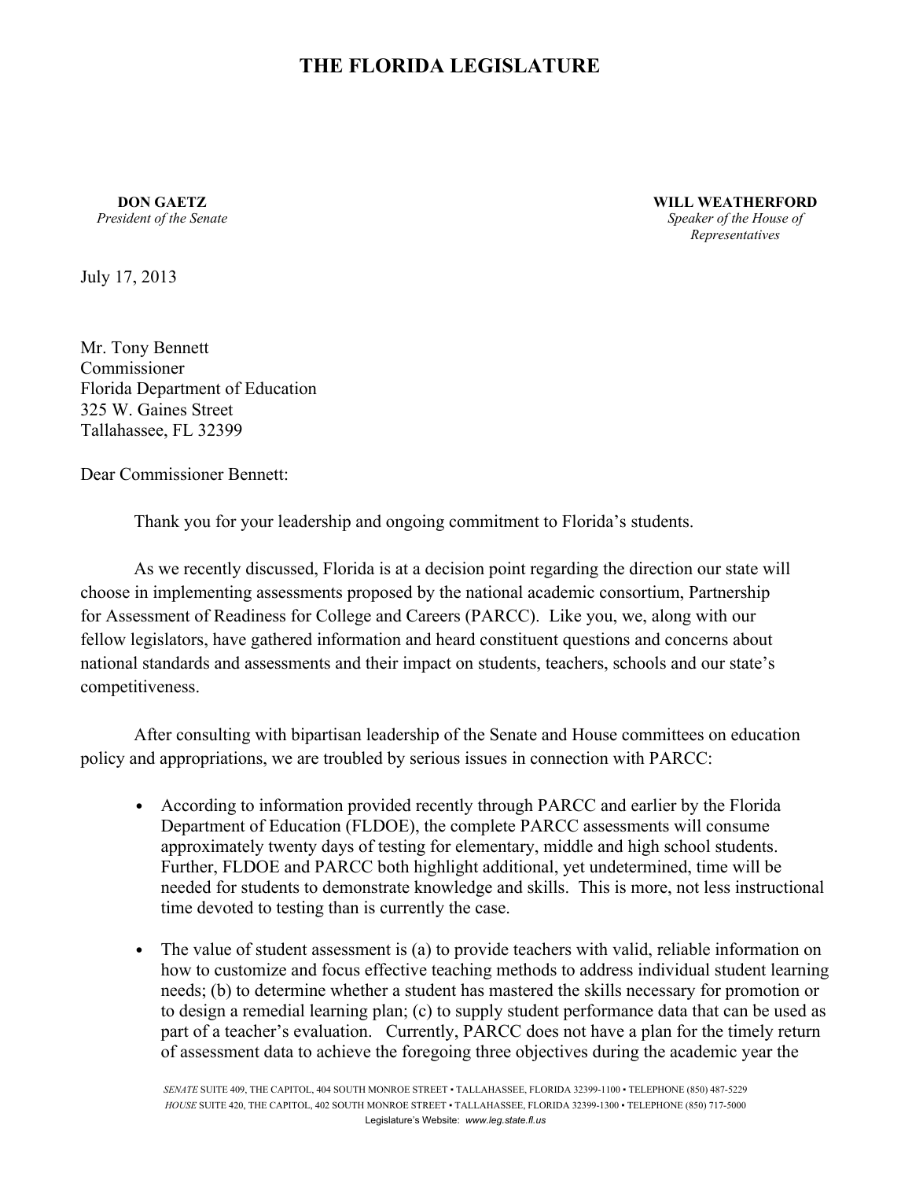# THE FLORIDA LEGISLATURE

**DON GAETZ**
*President of the Senate*

**WILL WEATHERFORD**
*Speaker of the House of Representatives*

July 17, 2013

Mr. Tony Bennett
Commissioner
Florida Department of Education
325 W. Gaines Street
Tallahassee, FL 32399

Dear Commissioner Bennett:

Thank you for your leadership and ongoing commitment to Florida's students.

As we recently discussed, Florida is at a decision point regarding the direction our state will choose in implementing assessments proposed by the national academic consortium, Partnership for Assessment of Readiness for College and Careers (PARCC). Like you, we, along with our fellow legislators, have gathered information and heard constituent questions and concerns about national standards and assessments and their impact on students, teachers, schools and our state's competitiveness.

After consulting with bipartisan leadership of the Senate and House committees on education policy and appropriations, we are troubled by serious issues in connection with PARCC:

- According to information provided recently through PARCC and earlier by the Florida Department of Education (FLDOE), the complete PARCC assessments will consume approximately twenty days of testing for elementary, middle and high school students. Further, FLDOE and PARCC both highlight additional, yet undetermined, time will be needed for students to demonstrate knowledge and skills. This is more, not less instructional time devoted to testing than is currently the case.
- The value of student assessment is (a) to provide teachers with valid, reliable information on how to customize and focus effective teaching methods to address individual student learning needs; (b) to determine whether a student has mastered the skills necessary for promotion or to design a remedial learning plan; (c) to supply student performance data that can be used as part of a teacher's evaluation. Currently, PARCC does not have a plan for the timely return of assessment data to achieve the foregoing three objectives during the academic year the

*SENATE* SUITE 409, THE CAPITOL, 404 SOUTH MONROE STREET • TALLAHASSEE, FLORIDA 32399-1100 • TELEPHONE (850) 487-5229
*HOUSE* SUITE 420, THE CAPITOL, 402 SOUTH MONROE STREET • TALLAHASSEE, FLORIDA 32399-1300 • TELEPHONE (850) 717-5000
Legislature's Website: *www.leg.state.fl.us*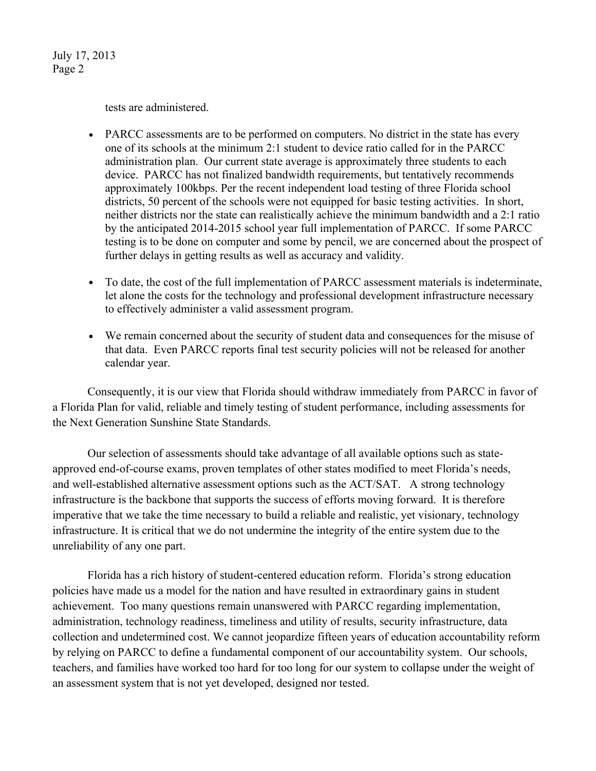tests are administered.

- PARCC assessments are to be performed on computers. No district in the state has every one of its schools at the minimum 2:1 student to device ratio called for in the PARCC administration plan. Our current state average is approximately three students to each device. PARCC has not finalized bandwidth requirements, but tentatively recommends approximately 100kbps. Per the recent independent load testing of three Florida school districts, 50 percent of the schools were not equipped for basic testing activities. In short, neither districts nor the state can realistically achieve the minimum bandwidth and a 2:1 ratio by the anticipated 2014-2015 school year full implementation of PARCC. If some PARCC testing is to be done on computer and some by pencil, we are concerned about the prospect of further delays in getting results as well as accuracy and validity.

- To date, the cost of the full implementation of PARCC assessment materials is indeterminate, let alone the costs for the technology and professional development infrastructure necessary to effectively administer a valid assessment program.

- We remain concerned about the security of student data and consequences for the misuse of that data. Even PARCC reports final test security policies will not be released for another calendar year.

Consequently, it is our view that Florida should withdraw immediately from PARCC in favor of a Florida Plan for valid, reliable and timely testing of student performance, including assessments for the Next Generation Sunshine State Standards.

Our selection of assessments should take advantage of all available options such as state-approved end-of-course exams, proven templates of other states modified to meet Florida's needs, and well-established alternative assessment options such as the ACT/SAT. A strong technology infrastructure is the backbone that supports the success of efforts moving forward. It is therefore imperative that we take the time necessary to build a reliable and realistic, yet visionary, technology infrastructure. It is critical that we do not undermine the integrity of the entire system due to the unreliability of any one part.

Florida has a rich history of student-centered education reform. Florida's strong education policies have made us a model for the nation and have resulted in extraordinary gains in student achievement. Too many questions remain unanswered with PARCC regarding implementation, administration, technology readiness, timeliness and utility of results, security infrastructure, data collection and undetermined cost. We cannot jeopardize fifteen years of education accountability reform by relying on PARCC to define a fundamental component of our accountability system. Our schools, teachers, and families have worked too hard for too long for our system to collapse under the weight of an assessment system that is not yet developed, designed nor tested.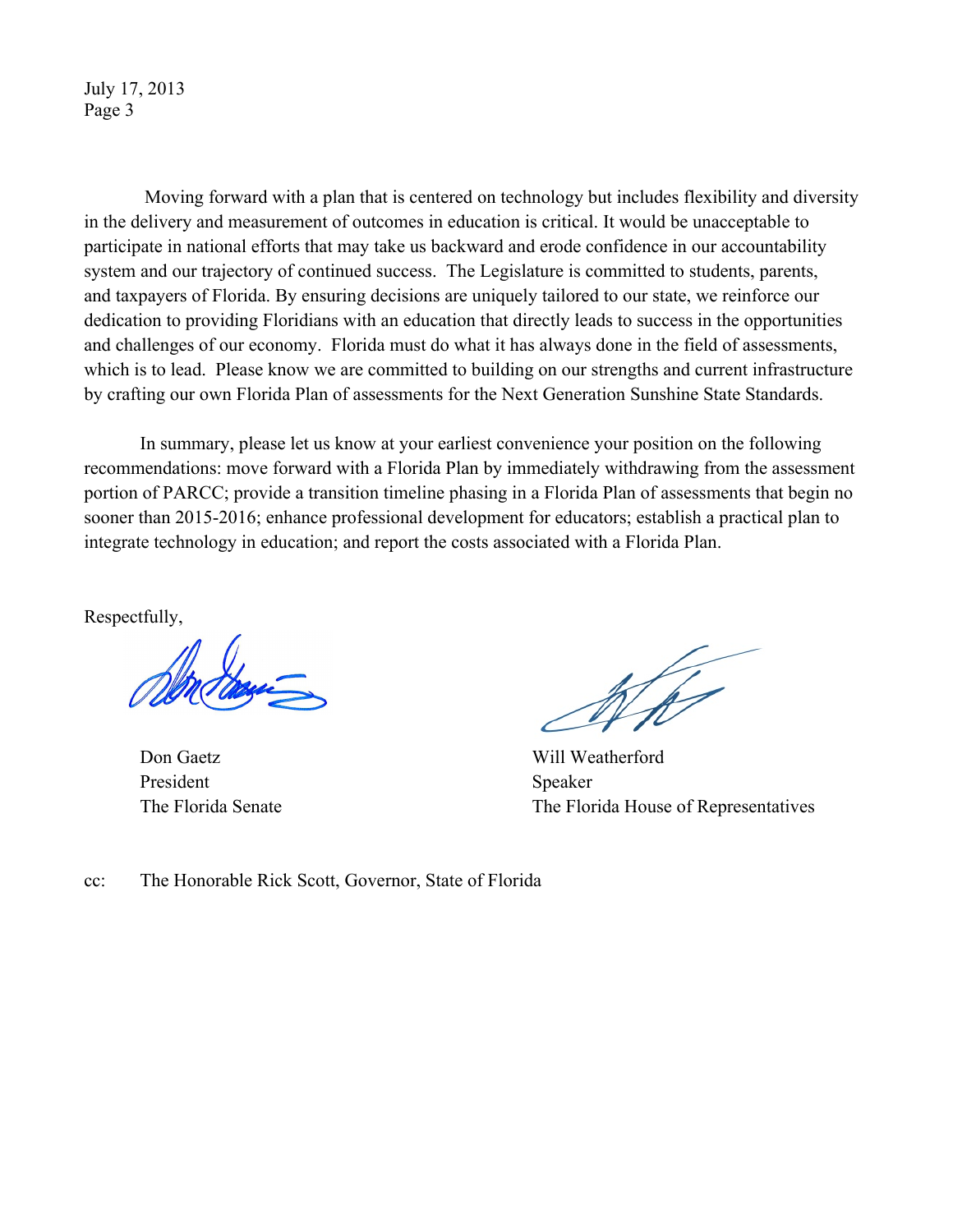Moving forward with a plan that is centered on technology but includes flexibility and diversity in the delivery and measurement of outcomes in education is critical. It would be unacceptable to participate in national efforts that may take us backward and erode confidence in our accountability system and our trajectory of continued success. The Legislature is committed to students, parents, and taxpayers of Florida. By ensuring decisions are uniquely tailored to our state, we reinforce our dedication to providing Floridians with an education that directly leads to success in the opportunities and challenges of our economy. Florida must do what it has always done in the field of assessments, which is to lead. Please know we are committed to building on our strengths and current infrastructure by crafting our own Florida Plan of assessments for the Next Generation Sunshine State Standards.

In summary, please let us know at your earliest convenience your position on the following recommendations: move forward with a Florida Plan by immediately withdrawing from the assessment portion of PARCC; provide a transition timeline phasing in a Florida Plan of assessments that begin no sooner than 2015-2016; enhance professional development for educators; establish a practical plan to integrate technology in education; and report the costs associated with a Florida Plan.

Respectfully,

Don Gaetz
President
The Florida Senate

Will Weatherford
Speaker
The Florida House of Representatives

cc: The Honorable Rick Scott, Governor, State of Florida